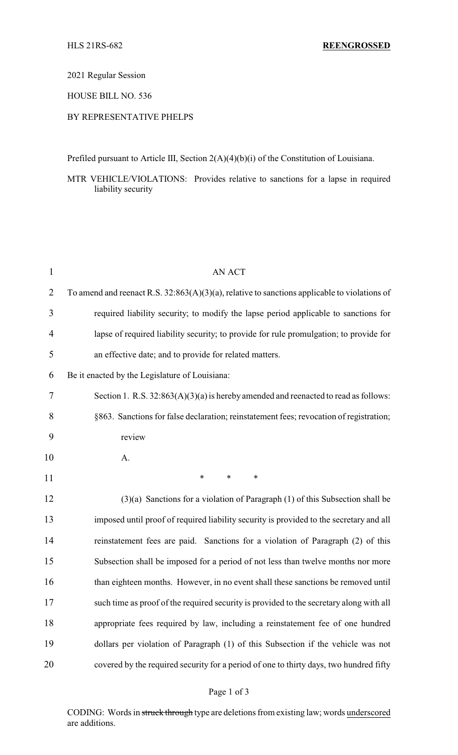HLS 21RS-682 **REENGROSSED**

2021 Regular Session

HOUSE BILL NO. 536

BY REPRESENTATIVE PHELPS

Prefiled pursuant to Article III, Section 2(A)(4)(b)(i) of the Constitution of Louisiana.

MTR VEHICLE/VIOLATIONS: Provides relative to sanctions for a lapse in required liability security

AN ACT

To amend and reenact R.S. 32:863(A)(3)(a), relative to sanctions applicable to violations of required liability security; to modify the lapse period applicable to sanctions for lapse of required liability security; to provide for rule promulgation; to provide for an effective date; and to provide for related matters.

Be it enacted by the Legislature of Louisiana:

Section 1. R.S. 32:863(A)(3)(a) is hereby amended and reenacted to read as follows:

§863. Sanctions for false declaration; reinstatement fees; revocation of registration; review

A.

\* \* \*

(3)(a) Sanctions for a violation of Paragraph (1) of this Subsection shall be imposed until proof of required liability security is provided to the secretary and all reinstatement fees are paid. Sanctions for a violation of Paragraph (2) of this Subsection shall be imposed for a period of not less than twelve months nor more than eighteen months. However, in no event shall these sanctions be removed until such time as proof of the required security is provided to the secretary along with all appropriate fees required by law, including a reinstatement fee of one hundred dollars per violation of Paragraph (1) of this Subsection if the vehicle was not covered by the required security for a period of one to thirty days, two hundred fifty

CODING: Words in ~~struck through~~ type are deletions from existing law; words underscored are additions.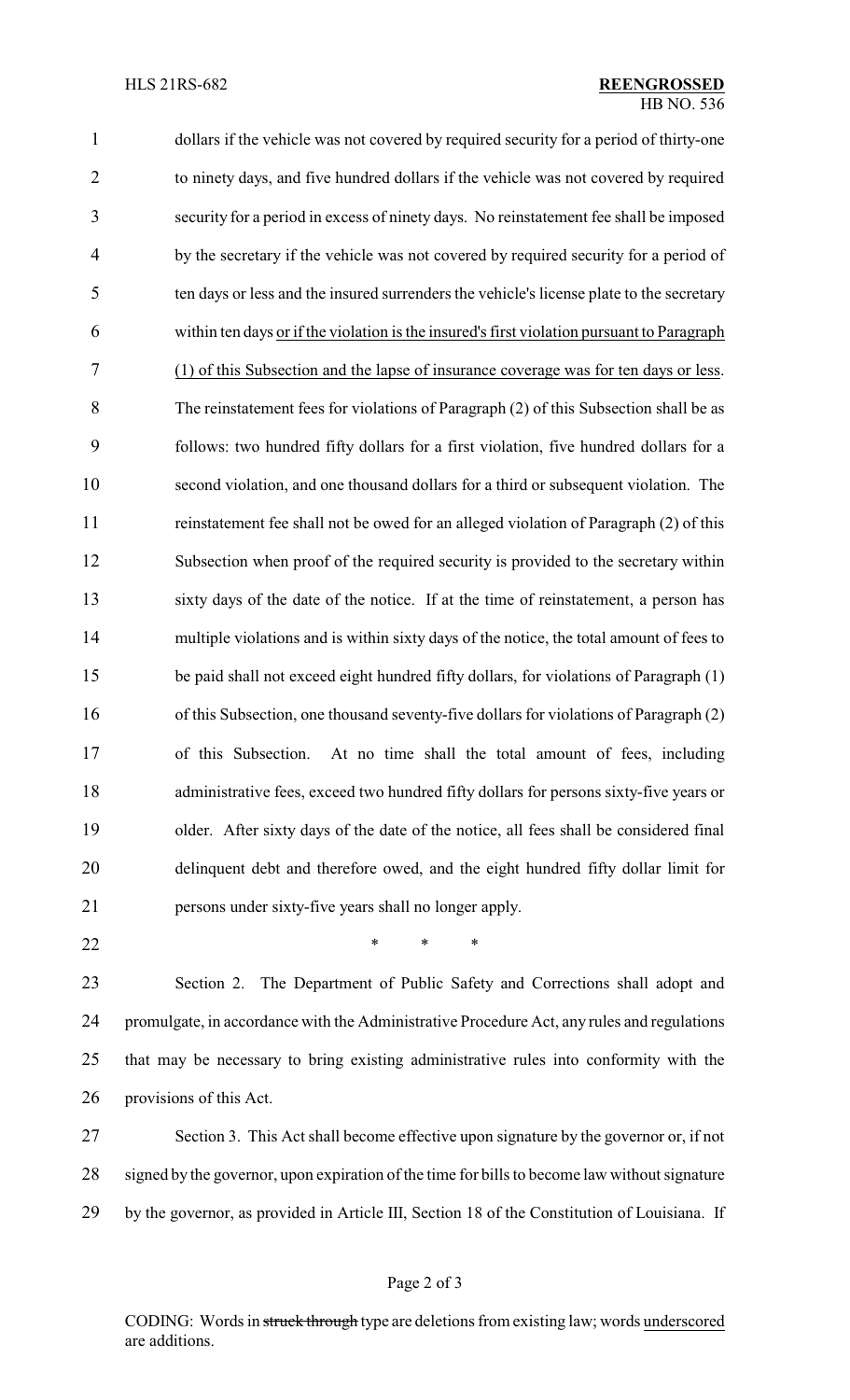dollars if the vehicle was not covered by required security for a period of thirty-one to ninety days, and five hundred dollars if the vehicle was not covered by required security for a period in excess of ninety days. No reinstatement fee shall be imposed by the secretary if the vehicle was not covered by required security for a period of ten days or less and the insured surrenders the vehicle's license plate to the secretary within ten days or if the violation is the insured's first violation pursuant to Paragraph (1) of this Subsection and the lapse of insurance coverage was for ten days or less. The reinstatement fees for violations of Paragraph (2) of this Subsection shall be as follows: two hundred fifty dollars for a first violation, five hundred dollars for a second violation, and one thousand dollars for a third or subsequent violation. The reinstatement fee shall not be owed for an alleged violation of Paragraph (2) of this Subsection when proof of the required security is provided to the secretary within sixty days of the date of the notice. If at the time of reinstatement, a person has multiple violations and is within sixty days of the notice, the total amount of fees to be paid shall not exceed eight hundred fifty dollars, for violations of Paragraph (1) of this Subsection, one thousand seventy-five dollars for violations of Paragraph (2) of this Subsection. At no time shall the total amount of fees, including administrative fees, exceed two hundred fifty dollars for persons sixty-five years or older. After sixty days of the date of the notice, all fees shall be considered final delinquent debt and therefore owed, and the eight hundred fifty dollar limit for persons under sixty-five years shall no longer apply.

\* \* \*

Section 2. The Department of Public Safety and Corrections shall adopt and promulgate, in accordance with the Administrative Procedure Act, any rules and regulations that may be necessary to bring existing administrative rules into conformity with the provisions of this Act.

Section 3. This Act shall become effective upon signature by the governor or, if not signed by the governor, upon expiration of the time for bills to become law without signature by the governor, as provided in Article III, Section 18 of the Constitution of Louisiana. If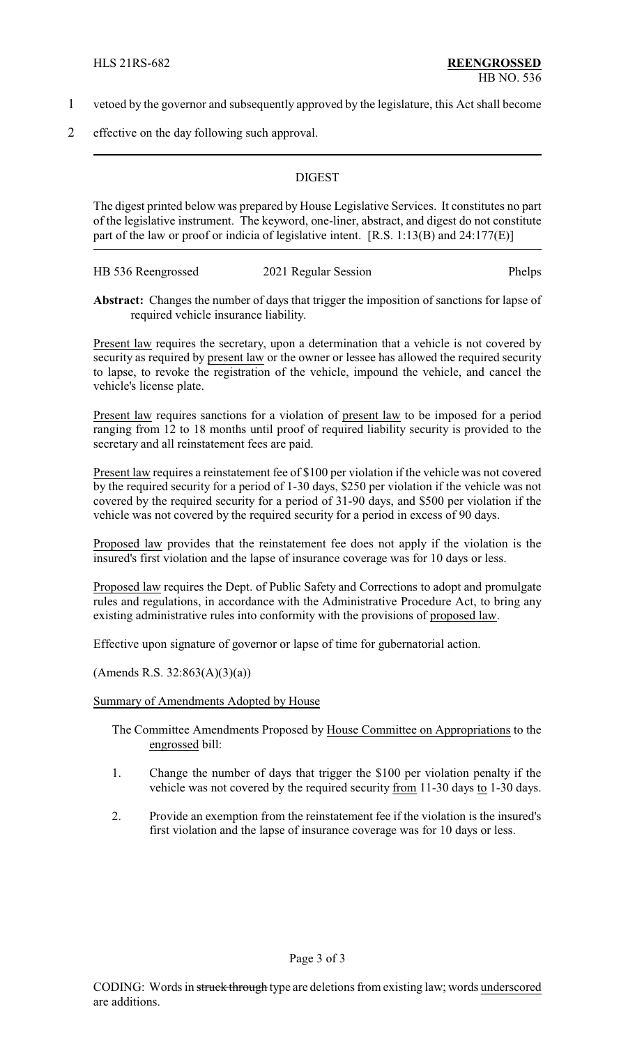vetoed by the governor and subsequently approved by the legislature, this Act shall become effective on the day following such approval.

## DIGEST

The digest printed below was prepared by House Legislative Services. It constitutes no part of the legislative instrument. The keyword, one-liner, abstract, and digest do not constitute part of the law or proof or indicia of legislative intent. [R.S. 1:13(B) and 24:177(E)]

HB 536 Reengrossed — 2021 Regular Session — Phelps

**Abstract:** Changes the number of days that trigger the imposition of sanctions for lapse of required vehicle insurance liability.

Present law requires the secretary, upon a determination that a vehicle is not covered by security as required by present law or the owner or lessee has allowed the required security to lapse, to revoke the registration of the vehicle, impound the vehicle, and cancel the vehicle's license plate.

Present law requires sanctions for a violation of present law to be imposed for a period ranging from 12 to 18 months until proof of required liability security is provided to the secretary and all reinstatement fees are paid.

Present law requires a reinstatement fee of $100 per violation if the vehicle was not covered by the required security for a period of 1-30 days, $250 per violation if the vehicle was not covered by the required security for a period of 31-90 days, and $500 per violation if the vehicle was not covered by the required security for a period in excess of 90 days.

Proposed law provides that the reinstatement fee does not apply if the violation is the insured's first violation and the lapse of insurance coverage was for 10 days or less.

Proposed law requires the Dept. of Public Safety and Corrections to adopt and promulgate rules and regulations, in accordance with the Administrative Procedure Act, to bring any existing administrative rules into conformity with the provisions of proposed law.

Effective upon signature of governor or lapse of time for gubernatorial action.

(Amends R.S. 32:863(A)(3)(a))

Summary of Amendments Adopted by House

The Committee Amendments Proposed by House Committee on Appropriations to the engrossed bill:

1. Change the number of days that trigger the $100 per violation penalty if the vehicle was not covered by the required security from 11-30 days to 1-30 days.

2. Provide an exemption from the reinstatement fee if the violation is the insured's first violation and the lapse of insurance coverage was for 10 days or less.

CODING: Words in struck through type are deletions from existing law; words underscored are additions.